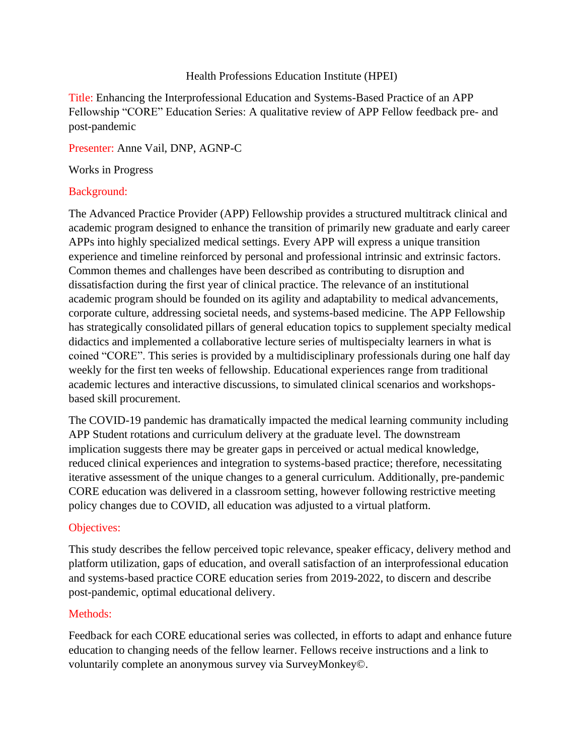Health Professions Education Institute (HPEI)

**Title:** Enhancing the Interprofessional Education and Systems-Based Practice of an APP Fellowship "CORE" Education Series: A qualitative review of APP Fellow feedback pre- and post-pandemic

**Presenter:** Anne Vail, DNP, AGNP-C

Works in Progress

## Background:

The Advanced Practice Provider (APP) Fellowship provides a structured multitrack clinical and academic program designed to enhance the transition of primarily new graduate and early career APPs into highly specialized medical settings. Every APP will express a unique transition experience and timeline reinforced by personal and professional intrinsic and extrinsic factors. Common themes and challenges have been described as contributing to disruption and dissatisfaction during the first year of clinical practice. The relevance of an institutional academic program should be founded on its agility and adaptability to medical advancements, corporate culture, addressing societal needs, and systems-based medicine. The APP Fellowship has strategically consolidated pillars of general education topics to supplement specialty medical didactics and implemented a collaborative lecture series of multispecialty learners in what is coined "CORE". This series is provided by a multidisciplinary professionals during one half day weekly for the first ten weeks of fellowship. Educational experiences range from traditional academic lectures and interactive discussions, to simulated clinical scenarios and workshops-based skill procurement.

The COVID-19 pandemic has dramatically impacted the medical learning community including APP Student rotations and curriculum delivery at the graduate level. The downstream implication suggests there may be greater gaps in perceived or actual medical knowledge, reduced clinical experiences and integration to systems-based practice; therefore, necessitating iterative assessment of the unique changes to a general curriculum. Additionally, pre-pandemic CORE education was delivered in a classroom setting, however following restrictive meeting policy changes due to COVID, all education was adjusted to a virtual platform.

## Objectives:

This study describes the fellow perceived topic relevance, speaker efficacy, delivery method and platform utilization, gaps of education, and overall satisfaction of an interprofessional education and systems-based practice CORE education series from 2019-2022, to discern and describe post-pandemic, optimal educational delivery.

## Methods:

Feedback for each CORE educational series was collected, in efforts to adapt and enhance future education to changing needs of the fellow learner. Fellows receive instructions and a link to voluntarily complete an anonymous survey via SurveyMonkey©.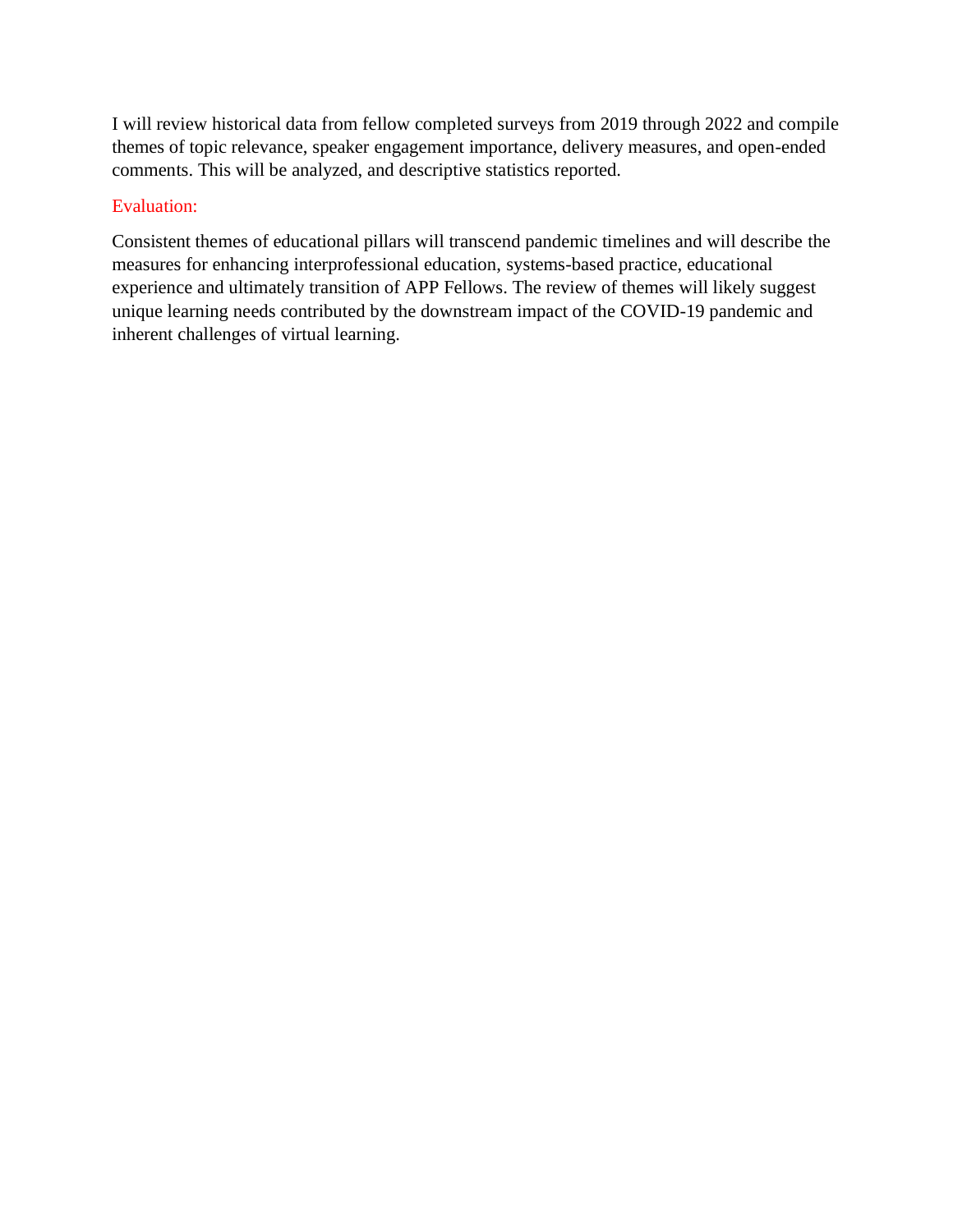I will review historical data from fellow completed surveys from 2019 through 2022 and compile themes of topic relevance, speaker engagement importance, delivery measures, and open-ended comments. This will be analyzed, and descriptive statistics reported.

## Evaluation:

Consistent themes of educational pillars will transcend pandemic timelines and will describe the measures for enhancing interprofessional education, systems-based practice, educational experience and ultimately transition of APP Fellows. The review of themes will likely suggest unique learning needs contributed by the downstream impact of the COVID-19 pandemic and inherent challenges of virtual learning.